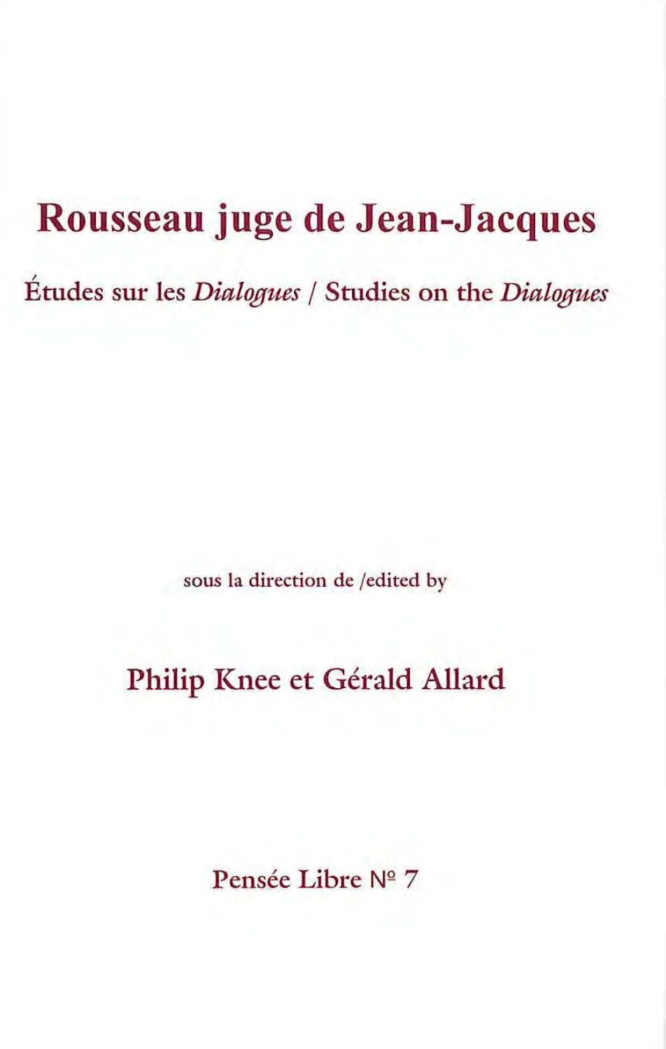# Rousseau juge de Jean-Jacques

## Études sur les *Dialogues* / Studies on the *Dialogues*

sous la direction de /edited by

Philip Knee et Gérald Allard

Pensée Libre N° 7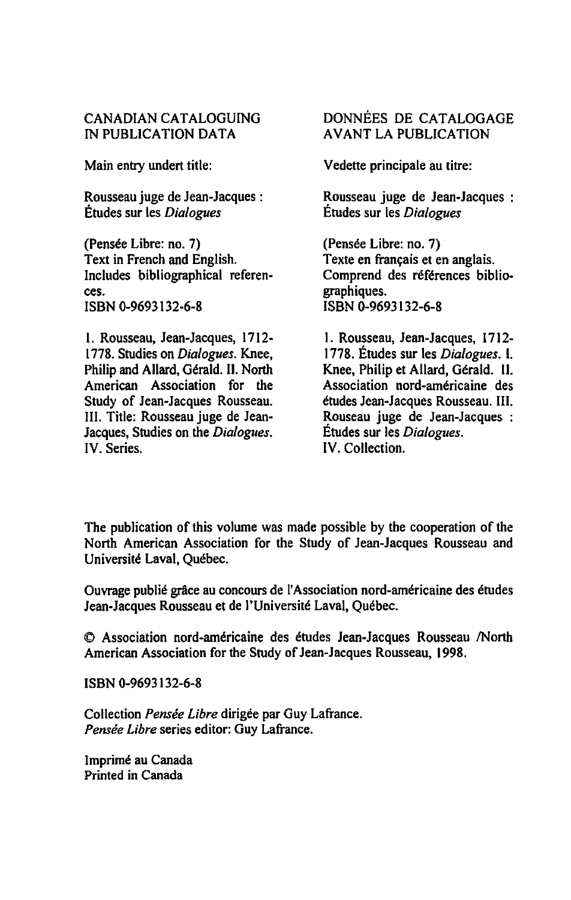CANADIAN CATALOGUING IN PUBLICATION DATA

Main entry undert title:

Rousseau juge de Jean-Jacques : Études sur les *Dialogues*

(Pensée Libre: no. 7)
Text in French and English.
Includes bibliographical references.
ISBN 0-9693132-6-8

1. Rousseau, Jean-Jacques, 1712-1778. Studies on *Dialogues*. Knee, Philip and Allard, Gérald. II. North American Association for the Study of Jean-Jacques Rousseau. III. Title: Rousseau juge de Jean-Jacques, Studies on the *Dialogues*. IV. Series.

DONNÉES DE CATALOGAGE AVANT LA PUBLICATION

Vedette principale au titre:

Rousseau juge de Jean-Jacques : Études sur les *Dialogues*

(Pensée Libre: no. 7)
Texte en français et en anglais.
Comprend des références bibliographiques.
ISBN 0-9693132-6-8

1. Rousseau, Jean-Jacques, 1712-1778. Études sur les *Dialogues*. I. Knee, Philip et Allard, Gérald. II. Association nord-américaine des études Jean-Jacques Rousseau. III. Rouseau juge de Jean-Jacques : Études sur les *Dialogues*. IV. Collection.

The publication of this volume was made possible by the cooperation of the North American Association for the Study of Jean-Jacques Rousseau and Université Laval, Québec.

Ouvrage publié grâce au concours de l'Association nord-américaine des études Jean-Jacques Rousseau et de l'Université Laval, Québec.

© Association nord-américaine des études Jean-Jacques Rousseau /North American Association for the Study of Jean-Jacques Rousseau, 1998.

ISBN 0-9693132-6-8

Collection *Pensée Libre* dirigée par Guy Lafrance.
*Pensée Libre* series editor: Guy Lafrance.

Imprimé au Canada
Printed in Canada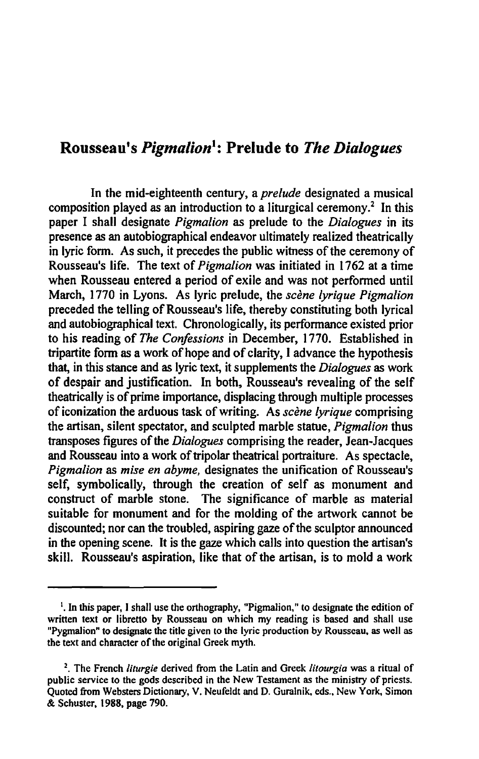# Rousseau's *Pigmalion*[1]: Prelude to *The Dialogues*

In the mid-eighteenth century, a *prelude* designated a musical composition played as an introduction to a liturgical ceremony.[2] In this paper I shall designate *Pigmalion* as prelude to the *Dialogues* in its presence as an autobiographical endeavor ultimately realized theatrically in lyric form. As such, it precedes the public witness of the ceremony of Rousseau's life. The text of *Pigmalion* was initiated in 1762 at a time when Rousseau entered a period of exile and was not performed until March, 1770 in Lyons. As lyric prelude, the *scène lyrique Pigmalion* preceded the telling of Rousseau's life, thereby constituting both lyrical and autobiographical text. Chronologically, its performance existed prior to his reading of *The Confessions* in December, 1770. Established in tripartite form as a work of hope and of clarity, I advance the hypothesis that, in this stance and as lyric text, it supplements the *Dialogues* as work of despair and justification. In both, Rousseau's revealing of the self theatrically is of prime importance, displacing through multiple processes of iconization the arduous task of writing. As *scène lyrique* comprising the artisan, silent spectator, and sculpted marble statue, *Pigmalion* thus transposes figures of the *Dialogues* comprising the reader, Jean-Jacques and Rousseau into a work of tripolar theatrical portraiture. As spectacle, *Pigmalion* as *mise en abyme*, designates the unification of Rousseau's self, symbolically, through the creation of self as monument and construct of marble stone. The significance of marble as material suitable for monument and for the molding of the artwork cannot be discounted; nor can the troubled, aspiring gaze of the sculptor announced in the opening scene. It is the gaze which calls into question the artisan's skill. Rousseau's aspiration, like that of the artisan, is to mold a work

---

[1]. In this paper, I shall use the orthography, "Pigmalion," to designate the edition of written text or libretto by Rousseau on which my reading is based and shall use "Pygmalion" to designate the title given to the lyric production by Rousseau, as well as the text and character of the original Greek myth.

[2]. The French *liturgie* derived from the Latin and Greek *litourgia* was a ritual of public service to the gods described in the New Testament as the ministry of priests. Quoted from Websters Dictionary, V. Neufeldt and D. Guralnik, eds., New York, Simon & Schuster, 1988, page 790.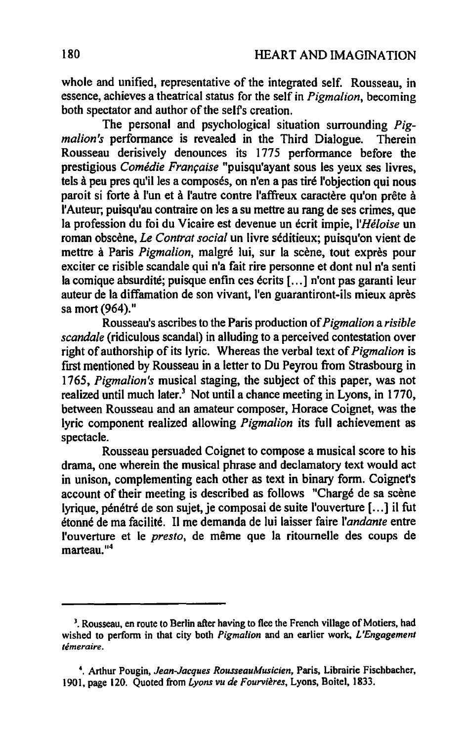whole and unified, representative of the integrated self. Rousseau, in essence, achieves a theatrical status for the self in *Pigmalion*, becoming both spectator and author of the self's creation.

The personal and psychological situation surrounding *Pigmalion's* performance is revealed in the Third Dialogue. Therein Rousseau derisively denounces its 1775 performance before the prestigious *Comédie Française* "puisqu'ayant sous les yeux ses livres, tels à peu pres qu'il les a composés, on n'en a pas tiré l'objection qui nous paroit si forte à l'un et à l'autre contre l'affreux caractère qu'on prête à l'Auteur; puisqu'au contraire on les a su mettre au rang de ses crimes, que la profession du foi du Vicaire est devenue un écrit impie, l'*Héloise* un roman obscène, *Le Contrat social* un livre séditieux; puisqu'on vient de mettre à Paris *Pigmalion*, malgré lui, sur la scène, tout exprès pour exciter ce risible scandale qui n'a fait rire personne et dont nul n'a senti la comique absurdité; puisque enfin ces écrits [...] n'ont pas garanti leur auteur de la diffamation de son vivant, l'en guarantiront-ils mieux après sa mort (964)."

Rousseau's ascribes to the Paris production of *Pigmalion* a *risible scandale* (ridiculous scandal) in alluding to a perceived contestation over right of authorship of its lyric. Whereas the verbal text of *Pigmalion* is first mentioned by Rousseau in a letter to Du Peyrou from Strasbourg in 1765, *Pigmalion's* musical staging, the subject of this paper, was not realized until much later.[3] Not until a chance meeting in Lyons, in 1770, between Rousseau and an amateur composer, Horace Coignet, was the lyric component realized allowing *Pigmalion* its full achievement as spectacle.

Rousseau persuaded Coignet to compose a musical score to his drama, one wherein the musical phrase and declamatory text would act in unison, complementing each other as text in binary form. Coignet's account of their meeting is described as follows "Chargé de sa scène lyrique, pénétré de son sujet, je composai de suite l'ouverture [...] il fut étonné de ma facilité. Il me demanda de lui laisser faire l'*andante* entre l'ouverture et le *presto*, de même que la ritournelle des coups de marteau."[4]

---

[3]. Rousseau, en route to Berlin after having to flee the French village of Motiers, had wished to perform in that city both *Pigmalion* and an earlier work, *L'Engagement téméraire*.

[4]. Arthur Pougin, *Jean-Jacques RousseauMusicien*, Paris, Librairie Fischbacher, 1901, page 120. Quoted from *Lyons vu de Fourvières*, Lyons, Boitel, 1833.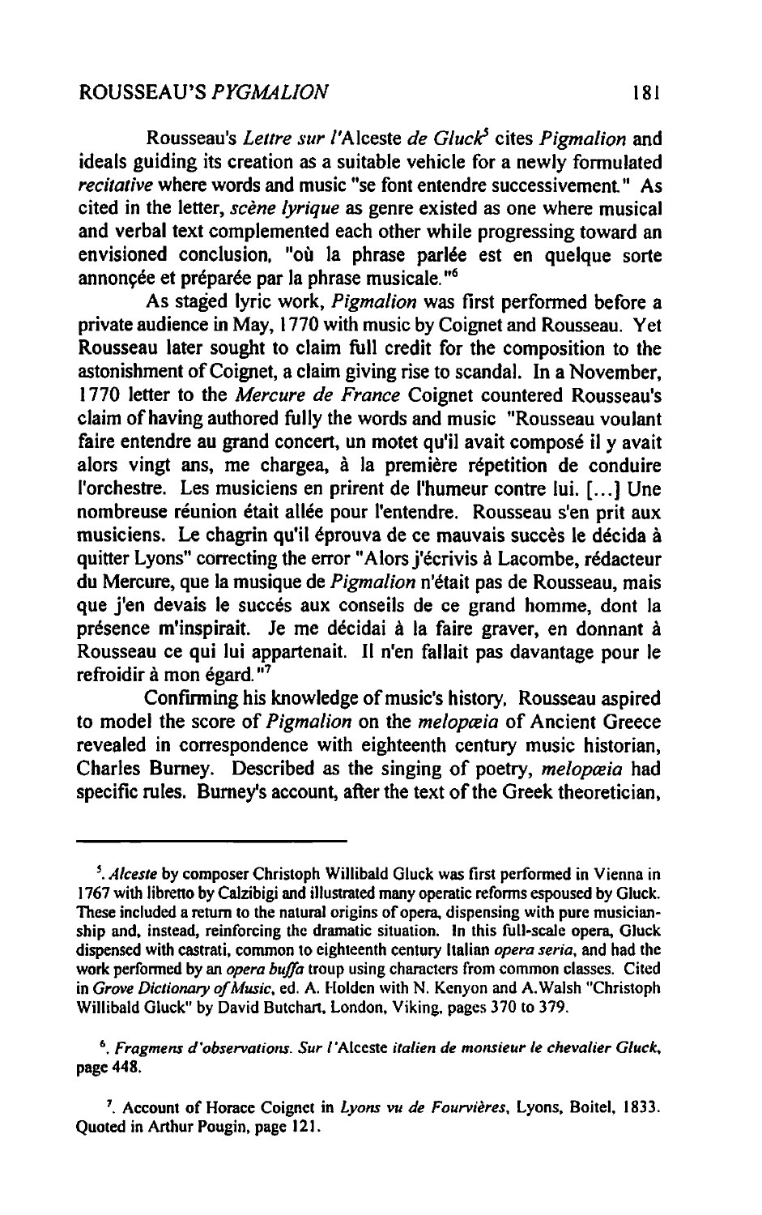Rousseau's *Lettre sur l'*Alceste *de Gluck*[5] cites *Pigmalion* and ideals guiding its creation as a suitable vehicle for a newly formulated *recitative* where words and music "se font entendre successivement." As cited in the letter, *scène lyrique* as genre existed as one where musical and verbal text complemented each other while progressing toward an envisioned conclusion, "où la phrase parlée est en quelque sorte annonçée et préparée par la phrase musicale."[6]

As staged lyric work, *Pigmalion* was first performed before a private audience in May, 1770 with music by Coignet and Rousseau. Yet Rousseau later sought to claim full credit for the composition to the astonishment of Coignet, a claim giving rise to scandal. In a November, 1770 letter to the *Mercure de France* Coignet countered Rousseau's claim of having authored fully the words and music "Rousseau voulant faire entendre au grand concert, un motet qu'il avait composé il y avait alors vingt ans, me chargea, à la première répetition de conduire l'orchestre. Les musiciens en prirent de l'humeur contre lui. [...] Une nombreuse réunion était allée pour l'entendre. Rousseau s'en prit aux musiciens. Le chagrin qu'il éprouva de ce mauvais succès le décida à quitter Lyons" correcting the error "Alors j'écrivis à Lacombe, rédacteur du Mercure, que la musique de *Pigmalion* n'était pas de Rousseau, mais que j'en devais le succés aux conseils de ce grand homme, dont la présence m'inspirait. Je me décidai à la faire graver, en donnant à Rousseau ce qui lui appartenait. Il n'en fallait pas davantage pour le refroidir à mon égard."[7]

Confirming his knowledge of music's history, Rousseau aspired to model the score of *Pigmalion* on the *melopœia* of Ancient Greece revealed in correspondence with eighteenth century music historian, Charles Burney. Described as the singing of poetry, *melopœia* had specific rules. Burney's account, after the text of the Greek theoretician,

---

[5]. *Alceste* by composer Christoph Willibald Gluck was first performed in Vienna in 1767 with libretto by Calzibigi and illustrated many operatic reforms espoused by Gluck. These included a return to the natural origins of opera, dispensing with pure musicianship and, instead, reinforcing the dramatic situation. In this full-scale opera, Gluck dispensed with castrati, common to eighteenth century Italian *opera seria*, and had the work performed by an *opera buffa* troup using characters from common classes. Cited in *Grove Dictionary of Music*, ed. A. Holden with N. Kenyon and A.Walsh "Christoph Willibald Gluck" by David Butchart, London, Viking, pages 370 to 379.

[6]. *Fragmens d'observations. Sur l'*Alceste *italien de monsieur le chevalier Gluck*, page 448.

[7]. Account of Horace Coignet in *Lyons vu de Fourvières*, Lyons, Boitel, 1833. Quoted in Arthur Pougin, page 121.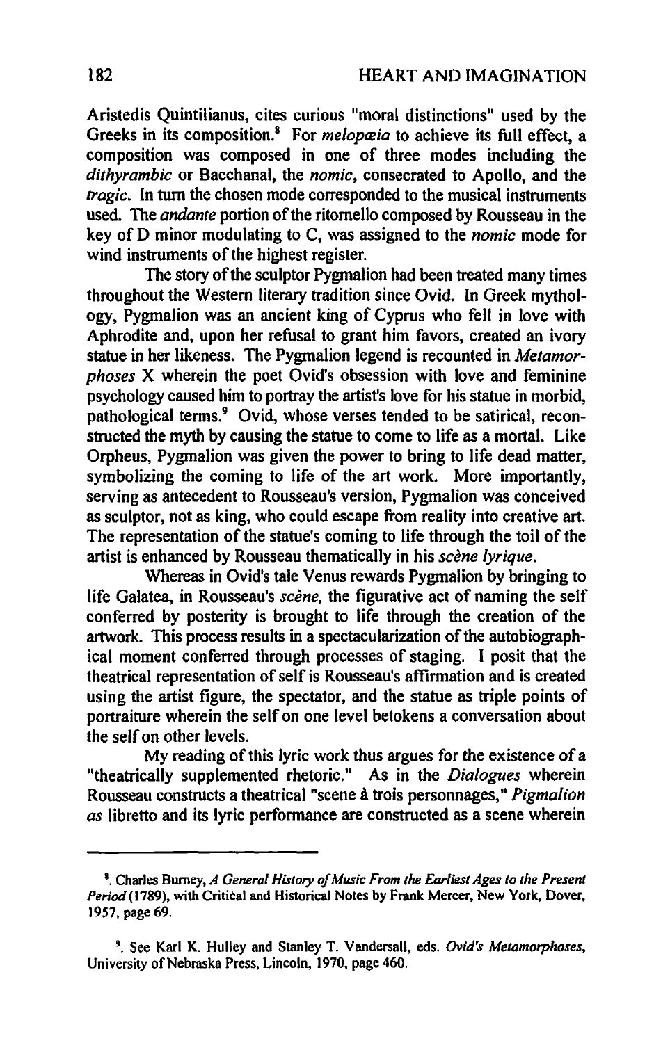Aristedis Quintilianus, cites curious "moral distinctions" used by the Greeks in its composition.[8] For *melopœia* to achieve its full effect, a composition was composed in one of three modes including the *dithyrambic* or Bacchanal, the *nomic*, consecrated to Apollo, and the *tragic*. In turn the chosen mode corresponded to the musical instruments used. The *andante* portion of the ritornello composed by Rousseau in the key of D minor modulating to C, was assigned to the *nomic* mode for wind instruments of the highest register.

The story of the sculptor Pygmalion had been treated many times throughout the Western literary tradition since Ovid. In Greek mythology, Pygmalion was an ancient king of Cyprus who fell in love with Aphrodite and, upon her refusal to grant him favors, created an ivory statue in her likeness. The Pygmalion legend is recounted in *Metamorphoses* X wherein the poet Ovid's obsession with love and feminine psychology caused him to portray the artist's love for his statue in morbid, pathological terms.[9] Ovid, whose verses tended to be satirical, reconstructed the myth by causing the statue to come to life as a mortal. Like Orpheus, Pygmalion was given the power to bring to life dead matter, symbolizing the coming to life of the art work. More importantly, serving as antecedent to Rousseau's version, Pygmalion was conceived as sculptor, not as king, who could escape from reality into creative art. The representation of the statue's coming to life through the toil of the artist is enhanced by Rousseau thematically in his *scène lyrique*.

Whereas in Ovid's tale Venus rewards Pygmalion by bringing to life Galatea, in Rousseau's *scène*, the figurative act of naming the self conferred by posterity is brought to life through the creation of the artwork. This process results in a spectacularization of the autobiographical moment conferred through processes of staging. I posit that the theatrical representation of self is Rousseau's affirmation and is created using the artist figure, the spectator, and the statue as triple points of portraiture wherein the self on one level betokens a conversation about the self on other levels.

My reading of this lyric work thus argues for the existence of a "theatrically supplemented rhetoric." As in the *Dialogues* wherein Rousseau constructs a theatrical "scene à trois personnages," *Pigmalion as* libretto and its lyric performance are constructed as a scene wherein

---

[8]. Charles Burney, *A General History of Music From the Earliest Ages to the Present Period* (1789), with Critical and Historical Notes by Frank Mercer, New York, Dover, 1957, page 69.

[9]. See Karl K. Hulley and Stanley T. Vandersall, eds. *Ovid's Metamorphoses*, University of Nebraska Press, Lincoln, 1970, page 460.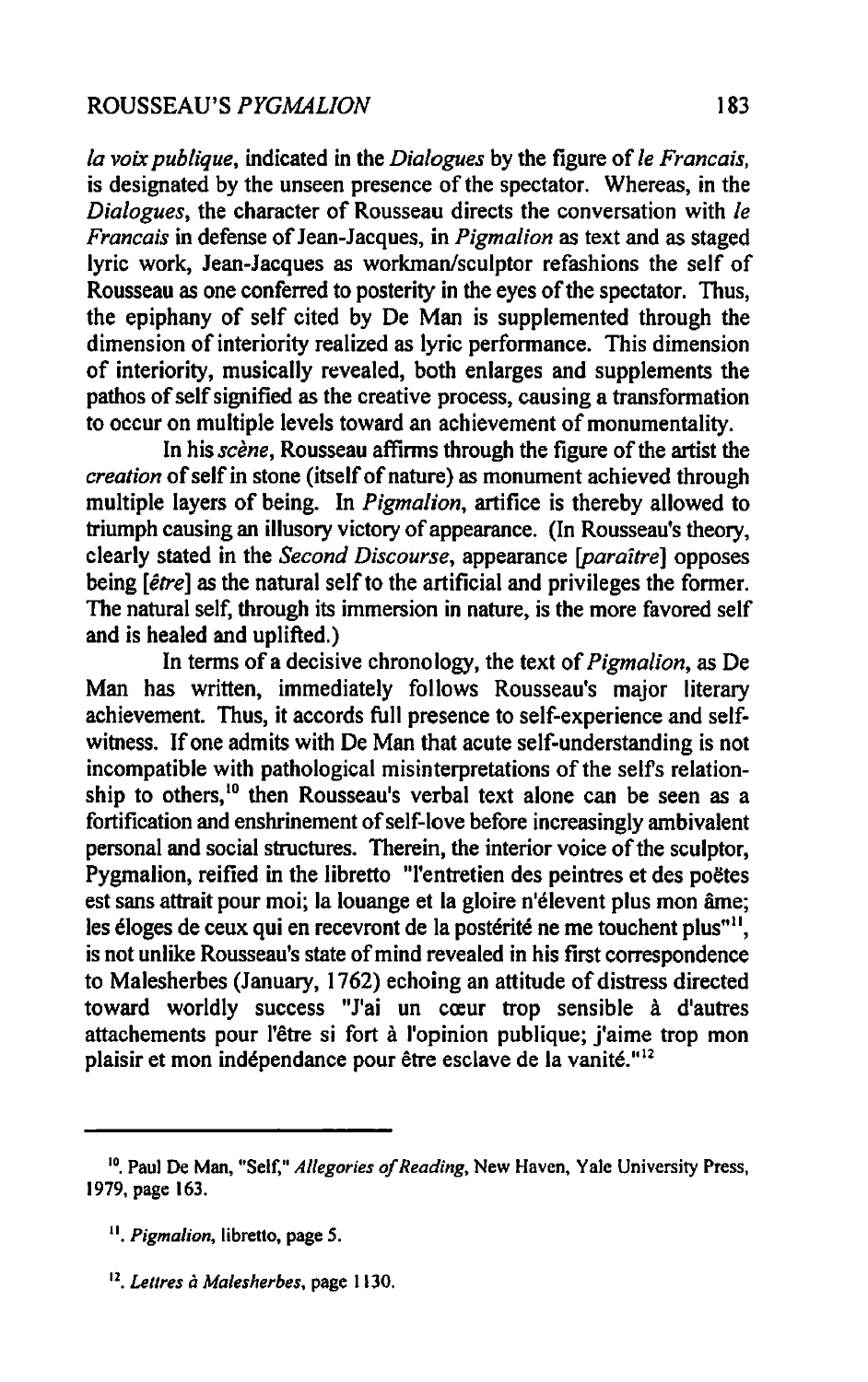*la voix publique*, indicated in the *Dialogues* by the figure of *le Francais*, is designated by the unseen presence of the spectator. Whereas, in the *Dialogues*, the character of Rousseau directs the conversation with *le Francais* in defense of Jean-Jacques, in *Pigmalion* as text and as staged lyric work, Jean-Jacques as workman/sculptor refashions the self of Rousseau as one conferred to posterity in the eyes of the spectator. Thus, the epiphany of self cited by De Man is supplemented through the dimension of interiority realized as lyric performance. This dimension of interiority, musically revealed, both enlarges and supplements the pathos of self signified as the creative process, causing a transformation to occur on multiple levels toward an achievement of monumentality.

In his *scène*, Rousseau affirms through the figure of the artist the *creation* of self in stone (itself of nature) as monument achieved through multiple layers of being. In *Pigmalion*, artifice is thereby allowed to triumph causing an illusory victory of appearance. (In Rousseau's theory, clearly stated in the *Second Discourse*, appearance [*paraître*] opposes being [*être*] as the natural self to the artificial and privileges the former. The natural self, through its immersion in nature, is the more favored self and is healed and uplifted.)

In terms of a decisive chronology, the text of *Pigmalion*, as De Man has written, immediately follows Rousseau's major literary achievement. Thus, it accords full presence to self-experience and self-witness. If one admits with De Man that acute self-understanding is not incompatible with pathological misinterpretations of the self's relationship to others,[10] then Rousseau's verbal text alone can be seen as a fortification and enshrinement of self-love before increasingly ambivalent personal and social structures. Therein, the interior voice of the sculptor, Pygmalion, reified in the libretto "l'entretien des peintres et des poëtes est sans attrait pour moi; la louange et la gloire n'élevent plus mon âme; les éloges de ceux qui en recevront de la postérité ne me touchent plus"[11], is not unlike Rousseau's state of mind revealed in his first correspondence to Malesherbes (January, 1762) echoing an attitude of distress directed toward worldly success "J'ai un cœur trop sensible à d'autres attachements pour l'être si fort à l'opinion publique; j'aime trop mon plaisir et mon indépendance pour être esclave de la vanité."[12]

---

[10]. Paul De Man, "Self," *Allegories of Reading*, New Haven, Yale University Press, 1979, page 163.

[11]. *Pigmalion*, libretto, page 5.

[12]. *Lettres à Malesherbes*, page 1130.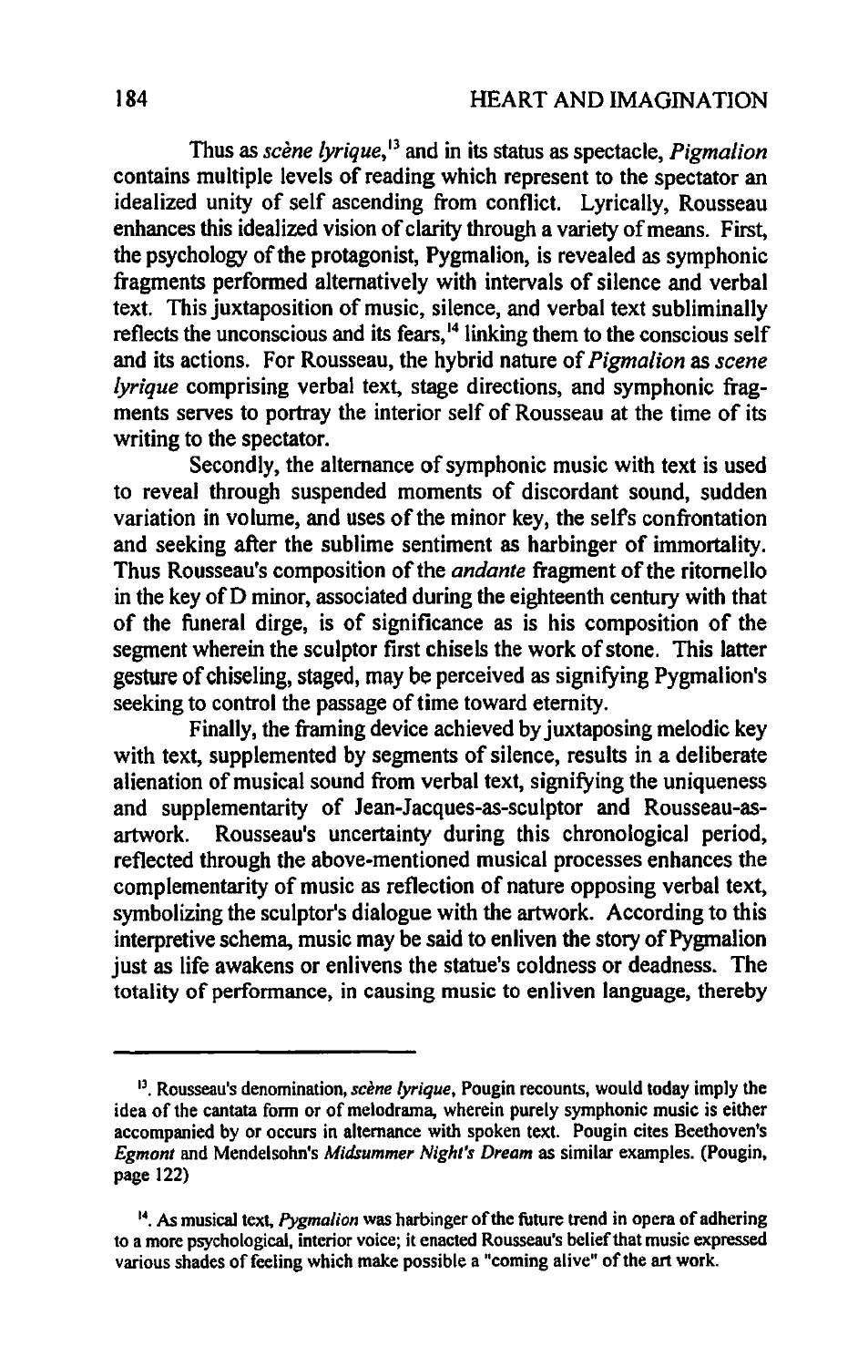Thus as *scène lyrique*,[13] and in its status as spectacle, *Pigmalion* contains multiple levels of reading which represent to the spectator an idealized unity of self ascending from conflict. Lyrically, Rousseau enhances this idealized vision of clarity through a variety of means. First, the psychology of the protagonist, Pygmalion, is revealed as symphonic fragments performed alternatively with intervals of silence and verbal text. This juxtaposition of music, silence, and verbal text subliminally reflects the unconscious and its fears,[14] linking them to the conscious self and its actions. For Rousseau, the hybrid nature of *Pigmalion* as *scene lyrique* comprising verbal text, stage directions, and symphonic fragments serves to portray the interior self of Rousseau at the time of its writing to the spectator.

Secondly, the alternance of symphonic music with text is used to reveal through suspended moments of discordant sound, sudden variation in volume, and uses of the minor key, the selfs confrontation and seeking after the sublime sentiment as harbinger of immortality. Thus Rousseau's composition of the *andante* fragment of the ritornello in the key of D minor, associated during the eighteenth century with that of the funeral dirge, is of significance as is his composition of the segment wherein the sculptor first chisels the work of stone. This latter gesture of chiseling, staged, may be perceived as signifying Pygmalion's seeking to control the passage of time toward eternity.

Finally, the framing device achieved by juxtaposing melodic key with text, supplemented by segments of silence, results in a deliberate alienation of musical sound from verbal text, signifying the uniqueness and supplementarity of Jean-Jacques-as-sculptor and Rousseau-as-artwork. Rousseau's uncertainty during this chronological period, reflected through the above-mentioned musical processes enhances the complementarity of music as reflection of nature opposing verbal text, symbolizing the sculptor's dialogue with the artwork. According to this interpretive schema, music may be said to enliven the story of Pygmalion just as life awakens or enlivens the statue's coldness or deadness. The totality of performance, in causing music to enliven language, thereby

---

[13]. Rousseau's denomination, *scène lyrique*, Pougin recounts, would today imply the idea of the cantata form or of melodrama, wherein purely symphonic music is either accompanied by or occurs in alternance with spoken text. Pougin cites Beethoven's *Egmont* and Mendelsohn's *Midsummer Night's Dream* as similar examples. (Pougin, page 122)

[14]. As musical text, *Pygmalion* was harbinger of the future trend in opera of adhering to a more psychological, interior voice; it enacted Rousseau's belief that music expressed various shades of feeling which make possible a "coming alive" of the art work.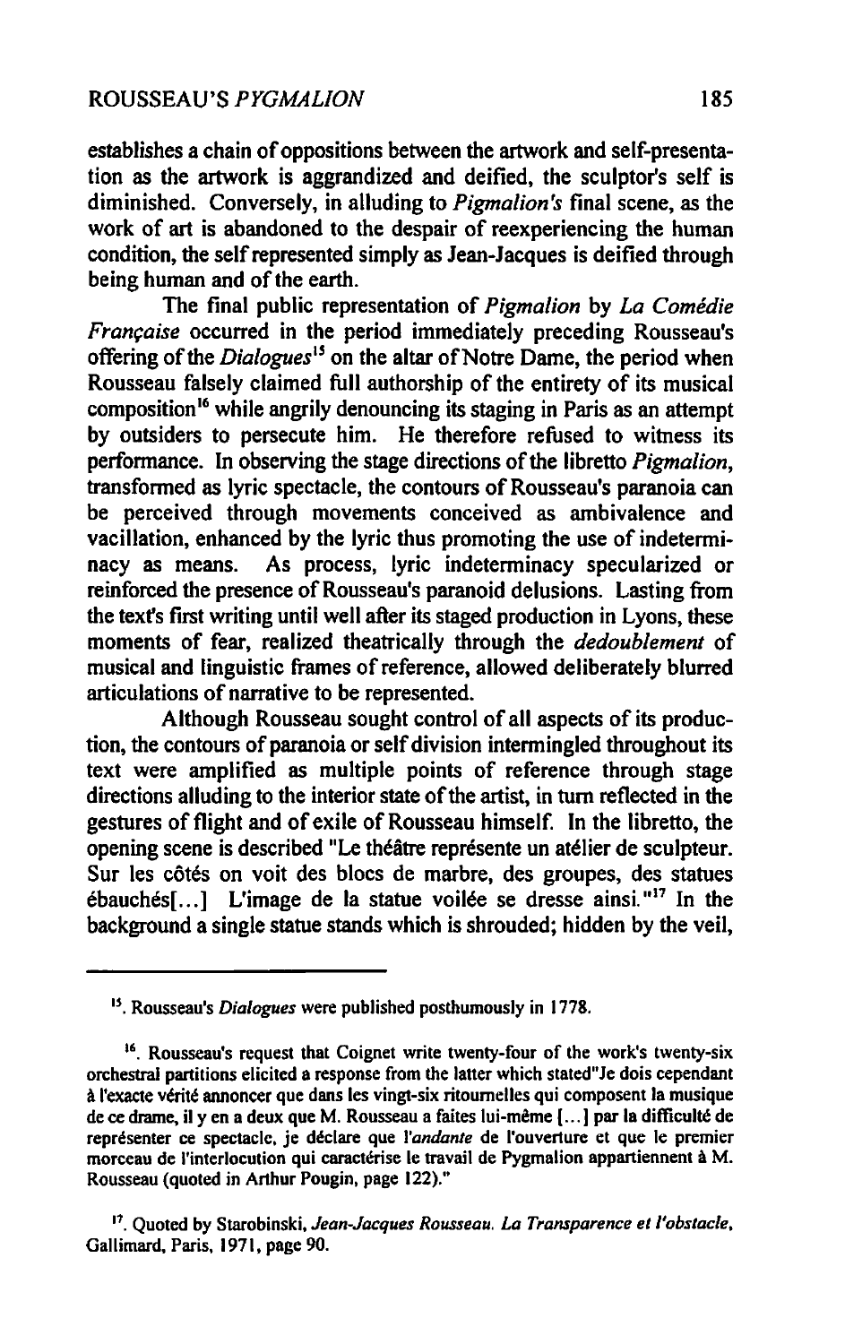establishes a chain of oppositions between the artwork and self-presentation as the artwork is aggrandized and deified, the sculptor's self is diminished. Conversely, in alluding to *Pigmalion's* final scene, as the work of art is abandoned to the despair of reexperiencing the human condition, the self represented simply as Jean-Jacques is deified through being human and of the earth.

The final public representation of *Pigmalion* by *La Comédie Française* occurred in the period immediately preceding Rousseau's offering of the *Dialogues*[15] on the altar of Notre Dame, the period when Rousseau falsely claimed full authorship of the entirety of its musical composition[16] while angrily denouncing its staging in Paris as an attempt by outsiders to persecute him. He therefore refused to witness its performance. In observing the stage directions of the libretto *Pigmalion*, transformed as lyric spectacle, the contours of Rousseau's paranoia can be perceived through movements conceived as ambivalence and vacillation, enhanced by the lyric thus promoting the use of indeterminacy as means. As process, lyric indeterminacy specularized or reinforced the presence of Rousseau's paranoid delusions. Lasting from the text's first writing until well after its staged production in Lyons, these moments of fear, realized theatrically through the *dedoublement* of musical and linguistic frames of reference, allowed deliberately blurred articulations of narrative to be represented.

Although Rousseau sought control of all aspects of its production, the contours of paranoia or self division intermingled throughout its text were amplified as multiple points of reference through stage directions alluding to the interior state of the artist, in turn reflected in the gestures of flight and of exile of Rousseau himself. In the libretto, the opening scene is described "Le théâtre représente un atélier de sculpteur. Sur les côtés on voit des blocs de marbre, des groupes, des statues ébauchés[...] L'image de la statue voilée se dresse ainsi."[17] In the background a single statue stands which is shrouded; hidden by the veil,

---

[15]. Rousseau's *Dialogues* were published posthumously in 1778.

[16]. Rousseau's request that Coignet write twenty-four of the work's twenty-six orchestral partitions elicited a response from the latter which stated"Je dois cependant à l'exacte vérité annoncer que dans les vingt-six ritournelles qui composent la musique de ce drame, il y en a deux que M. Rousseau a faites lui-même [...] par la difficulté de représenter ce spectacle, je déclare que l'*andante* de l'ouverture et que le premier morceau de l'interlocution qui caractérise le travail de Pygmalion appartiennent à M. Rousseau (quoted in Arthur Pougin, page 122)."

[17]. Quoted by Starobinski, *Jean-Jacques Rousseau. La Transparence et l'obstacle*, Gallimard, Paris, 1971, page 90.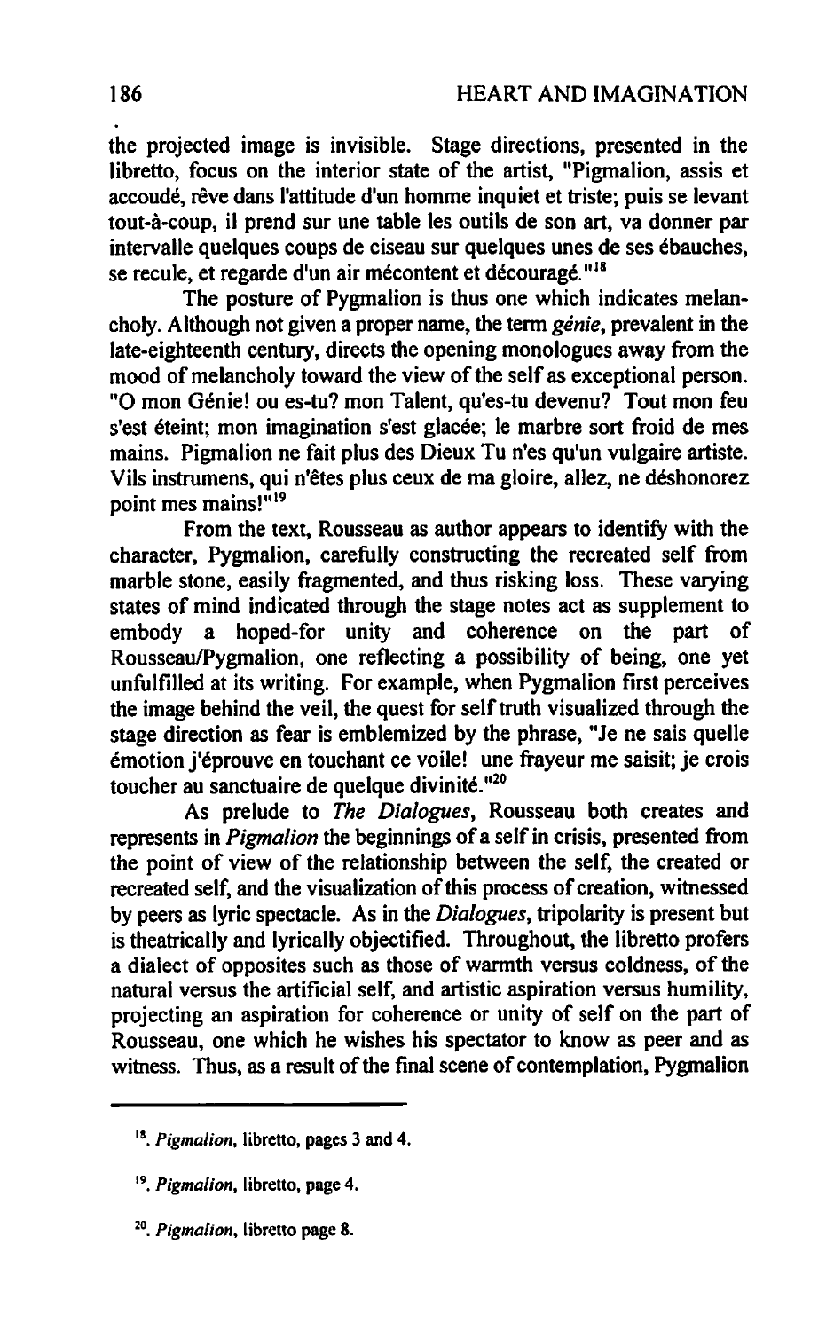the projected image is invisible. Stage directions, presented in the libretto, focus on the interior state of the artist, "Pigmalion, assis et accoudé, rêve dans l'attitude d'un homme inquiet et triste; puis se levant tout-à-coup, il prend sur une table les outils de son art, va donner par intervalle quelques coups de ciseau sur quelques unes de ses ébauches, se recule, et regarde d'un air mécontent et découragé."[18]

The posture of Pygmalion is thus one which indicates melancholy. Although not given a proper name, the term *génie*, prevalent in the late-eighteenth century, directs the opening monologues away from the mood of melancholy toward the view of the self as exceptional person. "O mon Génie! ou es-tu? mon Talent, qu'es-tu devenu? Tout mon feu s'est éteint; mon imagination s'est glacée; le marbre sort froid de mes mains. Pigmalion ne fait plus des Dieux Tu n'es qu'un vulgaire artiste. Vils instrumens, qui n'êtes plus ceux de ma gloire, allez, ne déshonorez point mes mains!"[19]

From the text, Rousseau as author appears to identify with the character, Pygmalion, carefully constructing the recreated self from marble stone, easily fragmented, and thus risking loss. These varying states of mind indicated through the stage notes act as supplement to embody a hoped-for unity and coherence on the part of Rousseau/Pygmalion, one reflecting a possibility of being, one yet unfulfilled at its writing. For example, when Pygmalion first perceives the image behind the veil, the quest for self truth visualized through the stage direction as fear is emblemized by the phrase, "Je ne sais quelle émotion j'éprouve en touchant ce voile! une frayeur me saisit; je crois toucher au sanctuaire de quelque divinité."[20]

As prelude to *The Dialogues*, Rousseau both creates and represents in *Pigmalion* the beginnings of a self in crisis, presented from the point of view of the relationship between the self, the created or recreated self, and the visualization of this process of creation, witnessed by peers as lyric spectacle. As in the *Dialogues*, tripolarity is present but is theatrically and lyrically objectified. Throughout, the libretto profers a dialect of opposites such as those of warmth versus coldness, of the natural versus the artificial self, and artistic aspiration versus humility, projecting an aspiration for coherence or unity of self on the part of Rousseau, one which he wishes his spectator to know as peer and as witness. Thus, as a result of the final scene of contemplation, Pygmalion

---

[18]. *Pigmalion*, libretto, pages 3 and 4.

[19]. *Pigmalion*, libretto, page 4.

[20]. *Pigmalion*, libretto page 8.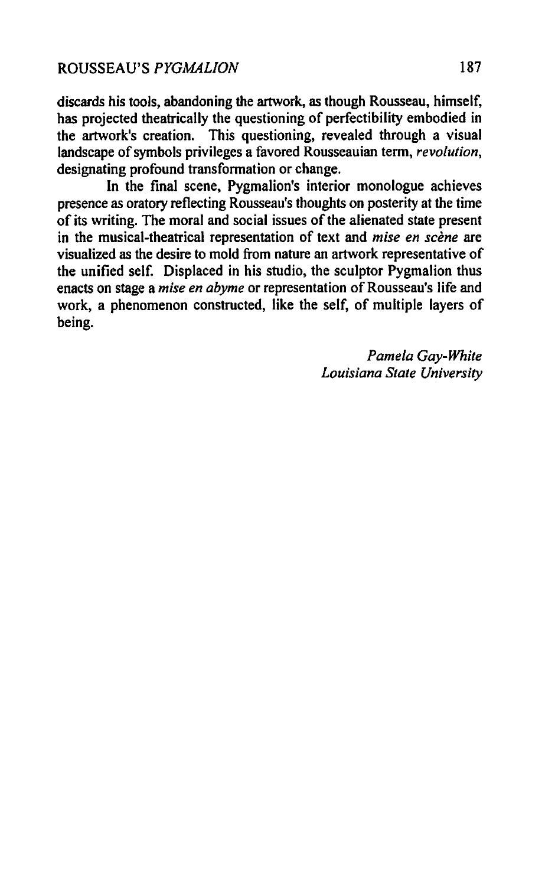discards his tools, abandoning the artwork, as though Rousseau, himself, has projected theatrically the questioning of perfectibility embodied in the artwork's creation. This questioning, revealed through a visual landscape of symbols privileges a favored Rousseauian term, *revolution*, designating profound transformation or change.

In the final scene, Pygmalion's interior monologue achieves presence as oratory reflecting Rousseau's thoughts on posterity at the time of its writing. The moral and social issues of the alienated state present in the musical-theatrical representation of text and *mise en scène* are visualized as the desire to mold from nature an artwork representative of the unified self. Displaced in his studio, the sculptor Pygmalion thus enacts on stage a *mise en abyme* or representation of Rousseau's life and work, a phenomenon constructed, like the self, of multiple layers of being.

*Pamela Gay-White*
*Louisiana State University*